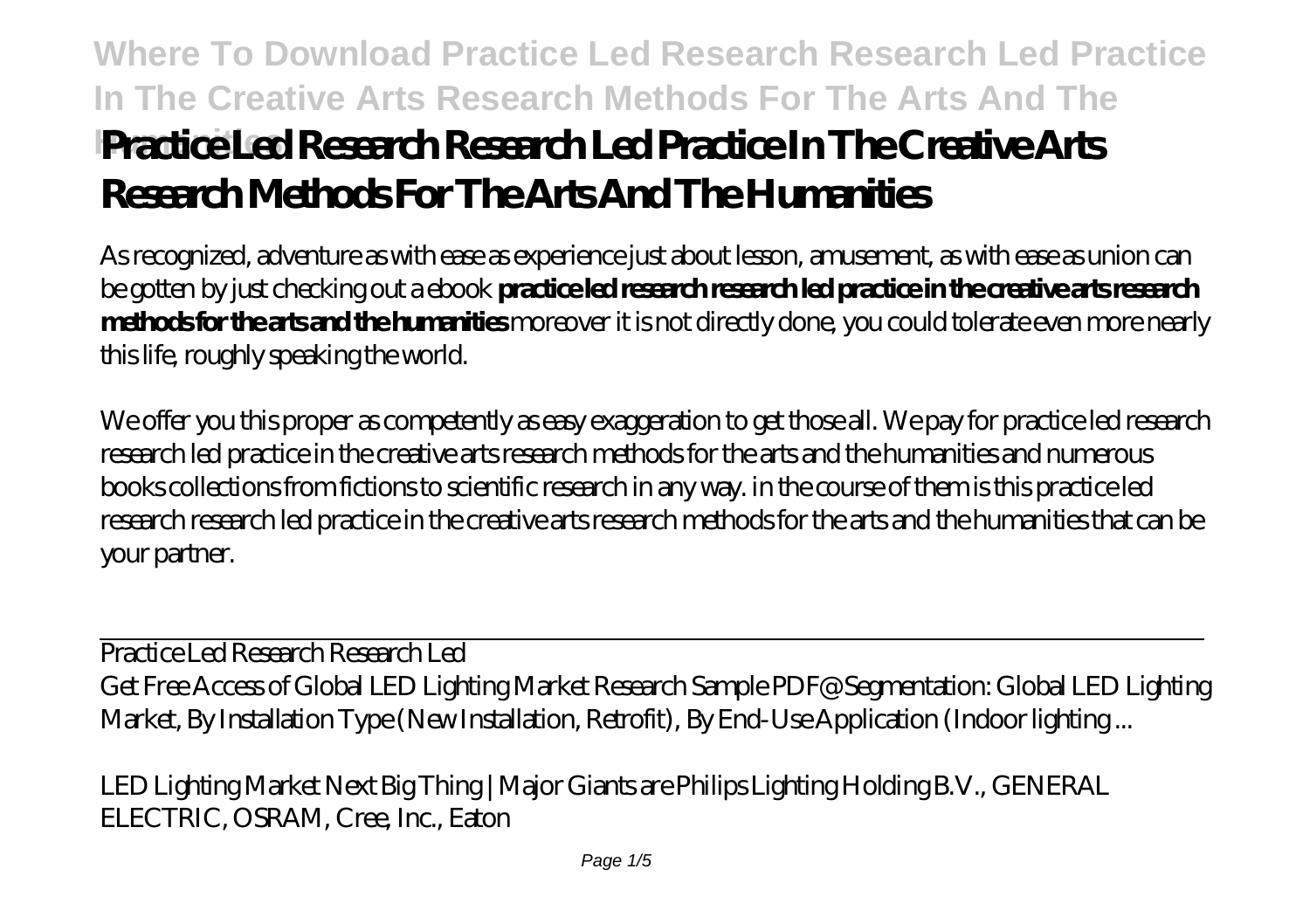# Practice Led Research Research Led Practice In The Creative Arts Research Methods For The Arts And The Humanities

As recognized, adventure as with ease as experience just about lesson, amusement, as with ease as union can be gotten by just checking out a ebook **practice led research research led practice in the creative arts research methods for the arts and the humanities** moreover it is not directly done, you could tolerate even more nearly this life, roughly speaking the world.

We offer you this proper as competently as easy exaggeration to get those all. We pay for practice led research research led practice in the creative arts research methods for the arts and the humanities and numerous books collections from fictions to scientific research in any way. in the course of them is this practice led research research led practice in the creative arts research methods for the arts and the humanities that can be your partner.

Practice Led Research Research Led

Get Free Access of Global LED Lighting Market Research Sample PDF@ Segmentation: Global LED Lighting Market, By Installation Type (New Installation, Retrofit), By End-Use Application (Indoor lighting ...

*LED Lighting Market Next Big Thing | Major Giants are Philips Lighting Holding B.V., GENERAL ELECTRIC, OSRAM, Cree, Inc., Eaton*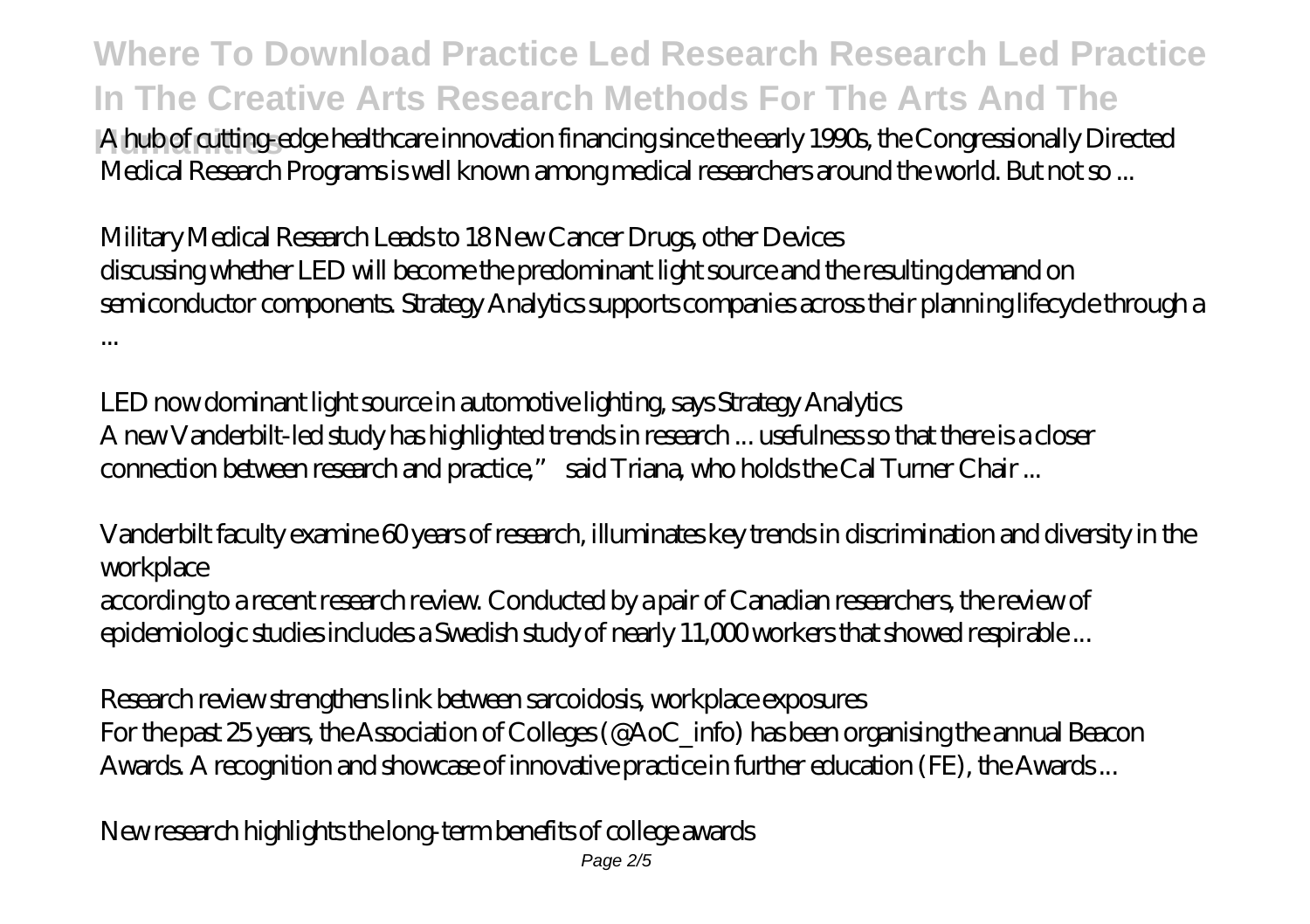A hub of cutting-edge healthcare innovation financing since the early 1990s, the Congressionally Directed Medical Research Programs is well known among medical researchers around the world. But not so ...

*Military Medical Research Leads to 18 New Cancer Drugs, other Devices*

discussing whether LED will become the predominant light source and the resulting demand on semiconductor components. Strategy Analytics supports companies across their planning lifecycle through a ...

*LED now dominant light source in automotive lighting, says Strategy Analytics*

A new Vanderbilt-led study has highlighted trends in research ... usefulness so that there is a closer connection between research and practice," said Triana, who holds the Cal Turner Chair ...

*Vanderbilt faculty examine 60 years of research, illuminates key trends in discrimination and diversity in the workplace*

according to a recent research review. Conducted by a pair of Canadian researchers, the review of epidemiologic studies includes a Swedish study of nearly 11,000 workers that showed respirable ...

*Research review strengthens link between sarcoidosis, workplace exposures*

For the past 25 years, the Association of Colleges (@AoC_info) has been organising the annual Beacon Awards. A recognition and showcase of innovative practice in further education (FE), the Awards ...

*New research highlights the long-term benefits of college awards*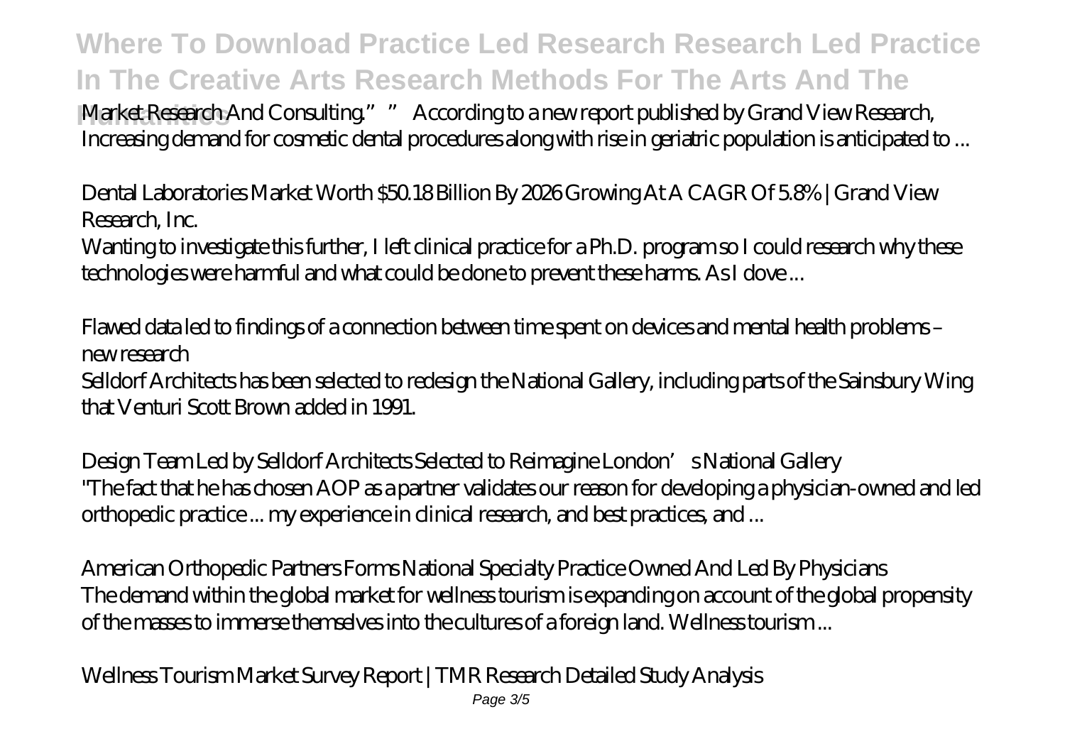Market Research And Consulting." " According to a new report published by Grand View Research, Increasing demand for cosmetic dental procedures along with rise in geriatric population is anticipated to ...

*Dental Laboratories Market Worth $50.18 Billion By 2026 Growing At A CAGR Of 5.8% | Grand View Research, Inc.*

Wanting to investigate this further, I left clinical practice for a Ph.D. program so I could research why these technologies were harmful and what could be done to prevent these harms. As I dove ...

*Flawed data led to findings of a connection between time spent on devices and mental health problems – new research*

Selldorf Architects has been selected to redesign the National Gallery, including parts of the Sainsbury Wing that Venturi Scott Brown added in 1991.

*Design Team Led by Selldorf Architects Selected to Reimagine London's National Gallery*

"The fact that he has chosen AOP as a partner validates our reason for developing a physician-owned and led orthopedic practice ... my experience in clinical research, and best practices, and ...

*American Orthopedic Partners Forms National Specialty Practice Owned And Led By Physicians*

The demand within the global market for wellness tourism is expanding on account of the global propensity of the masses to immerse themselves into the cultures of a foreign land. Wellness tourism ...

*Wellness Tourism Market Survey Report | TMR Research Detailed Study Analysis*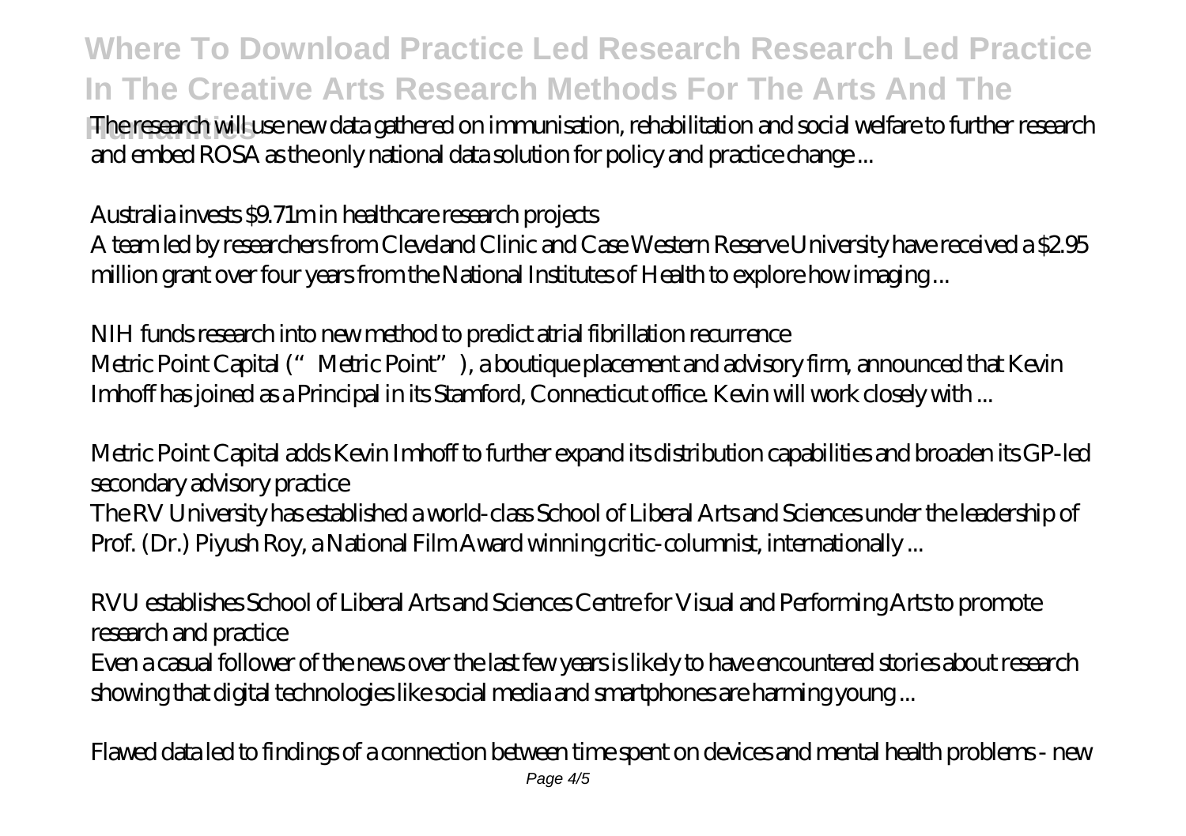The research will use new data gathered on immunisation, rehabilitation and social welfare to further research and embed ROSA as the only national data solution for policy and practice change ...

*Australia invests $9.71m in healthcare research projects*

A team led by researchers from Cleveland Clinic and Case Western Reserve University have received a $2.95 million grant over four years from the National Institutes of Health to explore how imaging ...

*NIH funds research into new method to predict atrial fibrillation recurrence*

Metric Point Capital ("Metric Point"), a boutique placement and advisory firm, announced that Kevin Imhoff has joined as a Principal in its Stamford, Connecticut office. Kevin will work closely with ...

*Metric Point Capital adds Kevin Imhoff to further expand its distribution capabilities and broaden its GP-led secondary advisory practice*

The RV University has established a world-class School of Liberal Arts and Sciences under the leadership of Prof. (Dr.) Piyush Roy, a National Film Award winning critic-columnist, internationally ...

*RVU establishes School of Liberal Arts and Sciences Centre for Visual and Performing Arts to promote research and practice*

Even a casual follower of the news over the last few years is likely to have encountered stories about research showing that digital technologies like social media and smartphones are harming young ...

*Flawed data led to findings of a connection between time spent on devices and mental health problems - new*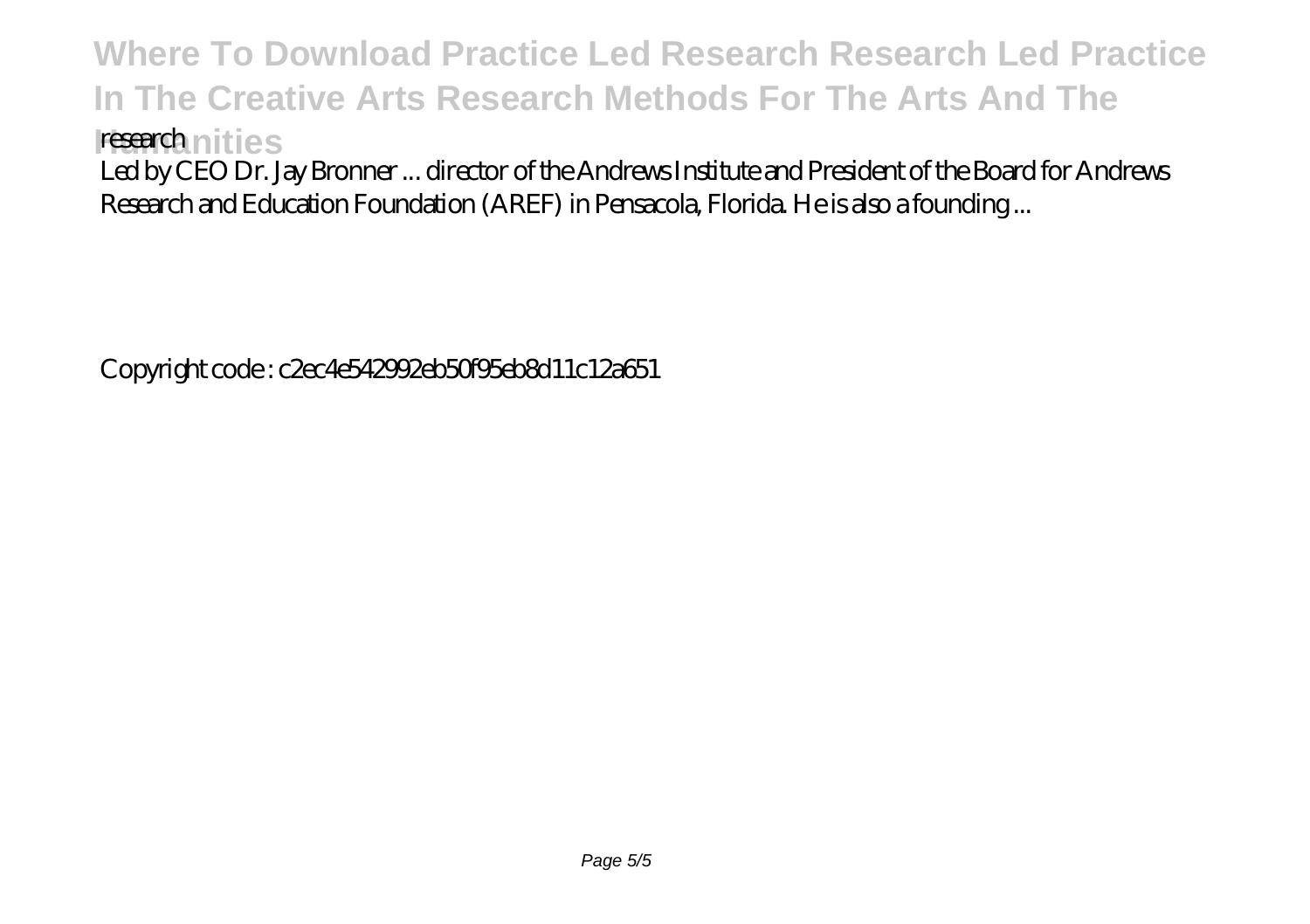research

Led by CEO Dr. Jay Bronner ... director of the Andrews Institute and President of the Board for Andrews Research and Education Foundation (AREF) in Pensacola, Florida. He is also a founding ...

Copyright code : c2ec4e542992eb50f95eb8d11c12a651